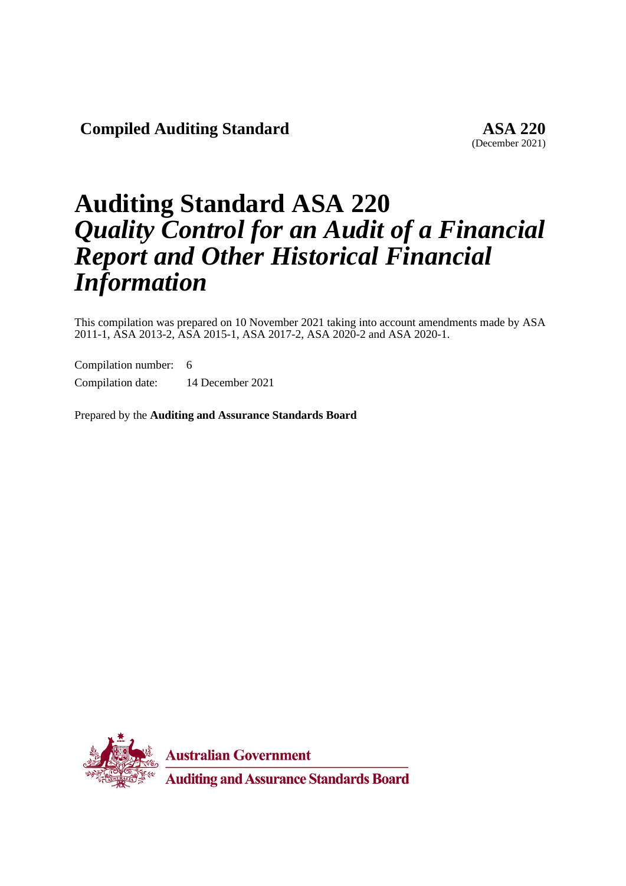**Compiled Auditing Standard**

**ASA 220**
(December 2021)

# Auditing Standard ASA 220 *Quality Control for an Audit of a Financial Report and Other Historical Financial Information*

This compilation was prepared on 10 November 2021 taking into account amendments made by ASA 2011-1, ASA 2013-2, ASA 2015-1, ASA 2017-2, ASA 2020-2 and ASA 2020-1.

Compilation number: 6

Compilation date: 14 December 2021

Prepared by the **Auditing and Assurance Standards Board**

**Australian Government**

**Auditing and Assurance Standards Board**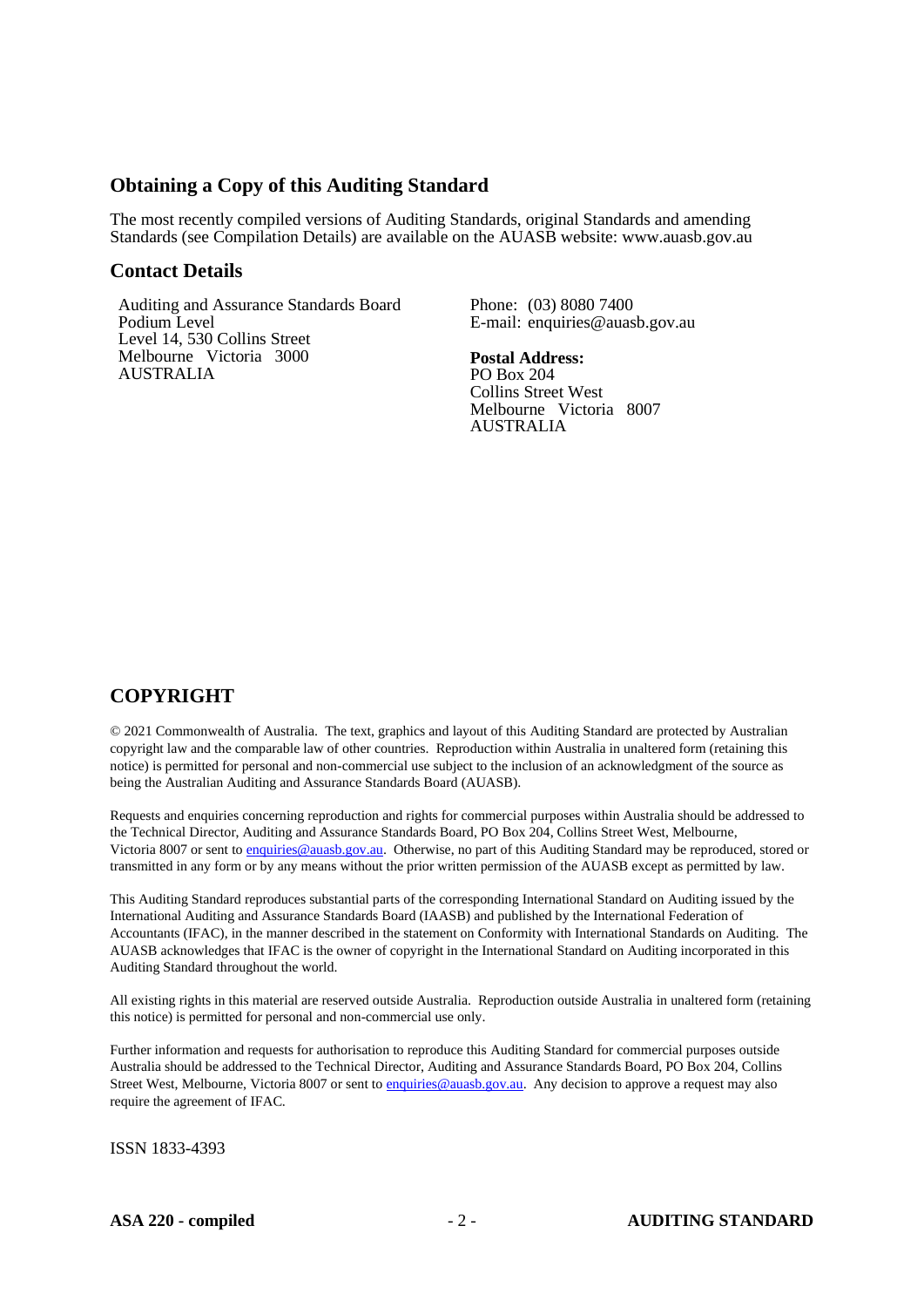## Obtaining a Copy of this Auditing Standard

The most recently compiled versions of Auditing Standards, original Standards and amending Standards (see Compilation Details) are available on the AUASB website: www.auasb.gov.au

## Contact Details

Auditing and Assurance Standards Board
Podium Level
Level 14, 530 Collins Street
Melbourne Victoria 3000
AUSTRALIA

Phone: (03) 8080 7400
E-mail: enquiries@auasb.gov.au

**Postal Address:**
PO Box 204
Collins Street West
Melbourne Victoria 8007
AUSTRALIA

## COPYRIGHT

© 2021 Commonwealth of Australia. The text, graphics and layout of this Auditing Standard are protected by Australian copyright law and the comparable law of other countries. Reproduction within Australia in unaltered form (retaining this notice) is permitted for personal and non-commercial use subject to the inclusion of an acknowledgment of the source as being the Australian Auditing and Assurance Standards Board (AUASB).

Requests and enquiries concerning reproduction and rights for commercial purposes within Australia should be addressed to the Technical Director, Auditing and Assurance Standards Board, PO Box 204, Collins Street West, Melbourne, Victoria 8007 or sent to enquiries@auasb.gov.au. Otherwise, no part of this Auditing Standard may be reproduced, stored or transmitted in any form or by any means without the prior written permission of the AUASB except as permitted by law.

This Auditing Standard reproduces substantial parts of the corresponding International Standard on Auditing issued by the International Auditing and Assurance Standards Board (IAASB) and published by the International Federation of Accountants (IFAC), in the manner described in the statement on Conformity with International Standards on Auditing. The AUASB acknowledges that IFAC is the owner of copyright in the International Standard on Auditing incorporated in this Auditing Standard throughout the world.

All existing rights in this material are reserved outside Australia. Reproduction outside Australia in unaltered form (retaining this notice) is permitted for personal and non-commercial use only.

Further information and requests for authorisation to reproduce this Auditing Standard for commercial purposes outside Australia should be addressed to the Technical Director, Auditing and Assurance Standards Board, PO Box 204, Collins Street West, Melbourne, Victoria 8007 or sent to enquiries@auasb.gov.au. Any decision to approve a request may also require the agreement of IFAC.

ISSN 1833-4393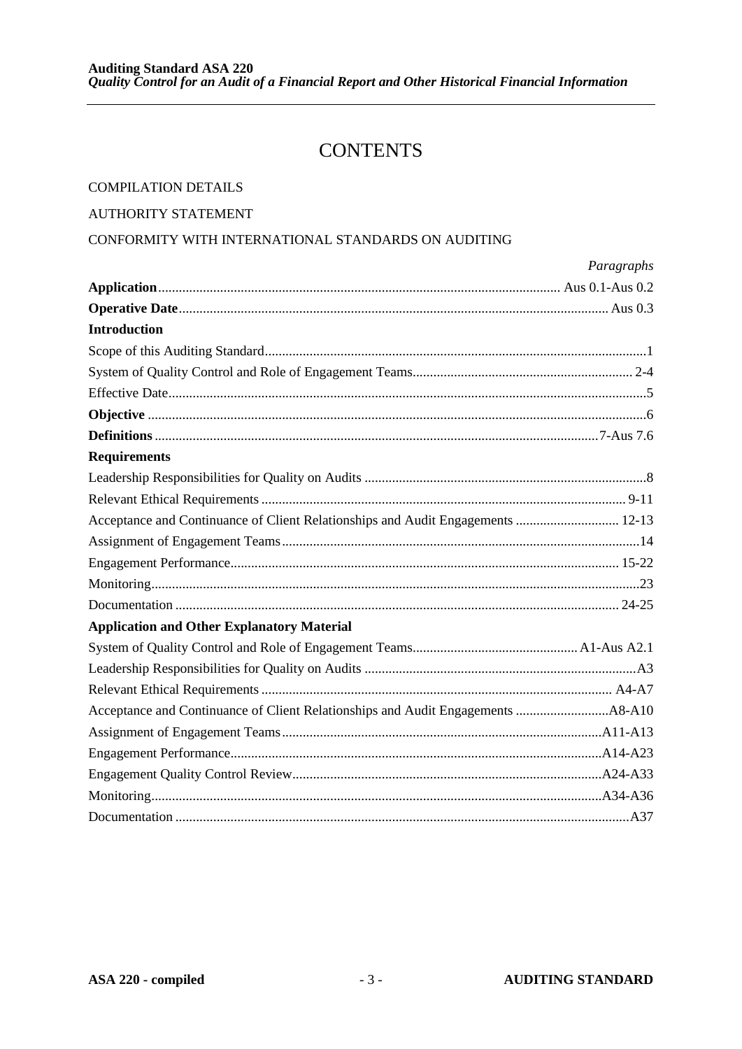# CONTENTS

COMPILATION DETAILS

AUTHORITY STATEMENT

CONFORMITY WITH INTERNATIONAL STANDARDS ON AUDITING

| | *Paragraphs* |
|---|---|
| **Application** | Aus 0.1-Aus 0.2 |
| **Operative Date** | Aus 0.3 |
| **Introduction** | |
| Scope of this Auditing Standard | 1 |
| System of Quality Control and Role of Engagement Teams | 2-4 |
| Effective Date | 5 |
| **Objective** | 6 |
| **Definitions** | 7-Aus 7.6 |
| **Requirements** | |
| Leadership Responsibilities for Quality on Audits | 8 |
| Relevant Ethical Requirements | 9-11 |
| Acceptance and Continuance of Client Relationships and Audit Engagements | 12-13 |
| Assignment of Engagement Teams | 14 |
| Engagement Performance | 15-22 |
| Monitoring | 23 |
| Documentation | 24-25 |
| **Application and Other Explanatory Material** | |
| System of Quality Control and Role of Engagement Teams | A1-Aus A2.1 |
| Leadership Responsibilities for Quality on Audits | A3 |
| Relevant Ethical Requirements | A4-A7 |
| Acceptance and Continuance of Client Relationships and Audit Engagements | A8-A10 |
| Assignment of Engagement Teams | A11-A13 |
| Engagement Performance | A14-A23 |
| Engagement Quality Control Review | A24-A33 |
| Monitoring | A34-A36 |
| Documentation | A37 |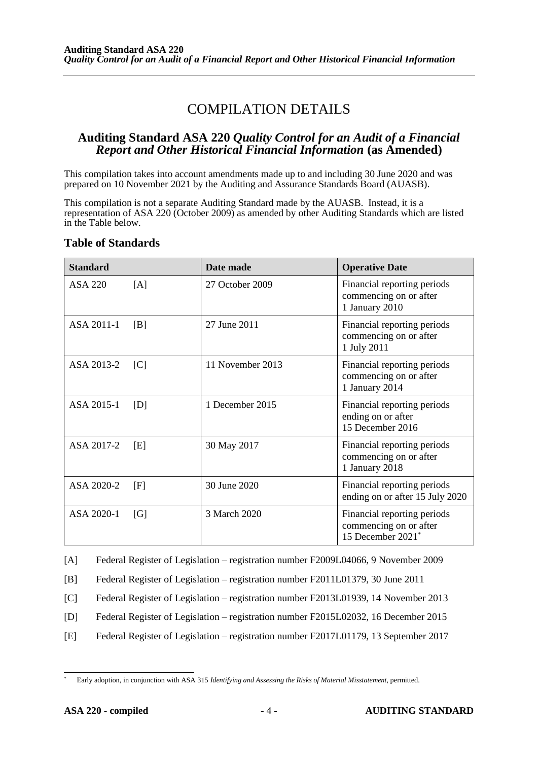# COMPILATION DETAILS

## Auditing Standard ASA 220 *Quality Control for an Audit of a Financial Report and Other Historical Financial Information* (as Amended)

This compilation takes into account amendments made up to and including 30 June 2020 and was prepared on 10 November 2021 by the Auditing and Assurance Standards Board (AUASB).

This compilation is not a separate Auditing Standard made by the AUASB. Instead, it is a representation of ASA 220 (October 2009) as amended by other Auditing Standards which are listed in the Table below.

### Table of Standards

| Standard | Date made | Operative Date |
|---|---|---|
| ASA 220 [A] | 27 October 2009 | Financial reporting periods commencing on or after 1 January 2010 |
| ASA 2011-1 [B] | 27 June 2011 | Financial reporting periods commencing on or after 1 July 2011 |
| ASA 2013-2 [C] | 11 November 2013 | Financial reporting periods commencing on or after 1 January 2014 |
| ASA 2015-1 [D] | 1 December 2015 | Financial reporting periods ending on or after 15 December 2016 |
| ASA 2017-2 [E] | 30 May 2017 | Financial reporting periods commencing on or after 1 January 2018 |
| ASA 2020-2 [F] | 30 June 2020 | Financial reporting periods ending on or after 15 July 2020 |
| ASA 2020-1 [G] | 3 March 2020 | Financial reporting periods commencing on or after 15 December 2021* |

[A] Federal Register of Legislation – registration number F2009L04066, 9 November 2009

[B] Federal Register of Legislation – registration number F2011L01379, 30 June 2011

[C] Federal Register of Legislation – registration number F2013L01939, 14 November 2013

[D] Federal Register of Legislation – registration number F2015L02032, 16 December 2015

[E] Federal Register of Legislation – registration number F2017L01179, 13 September 2017

* Early adoption, in conjunction with ASA 315 *Identifying and Assessing the Risks of Material Misstatement*, permitted.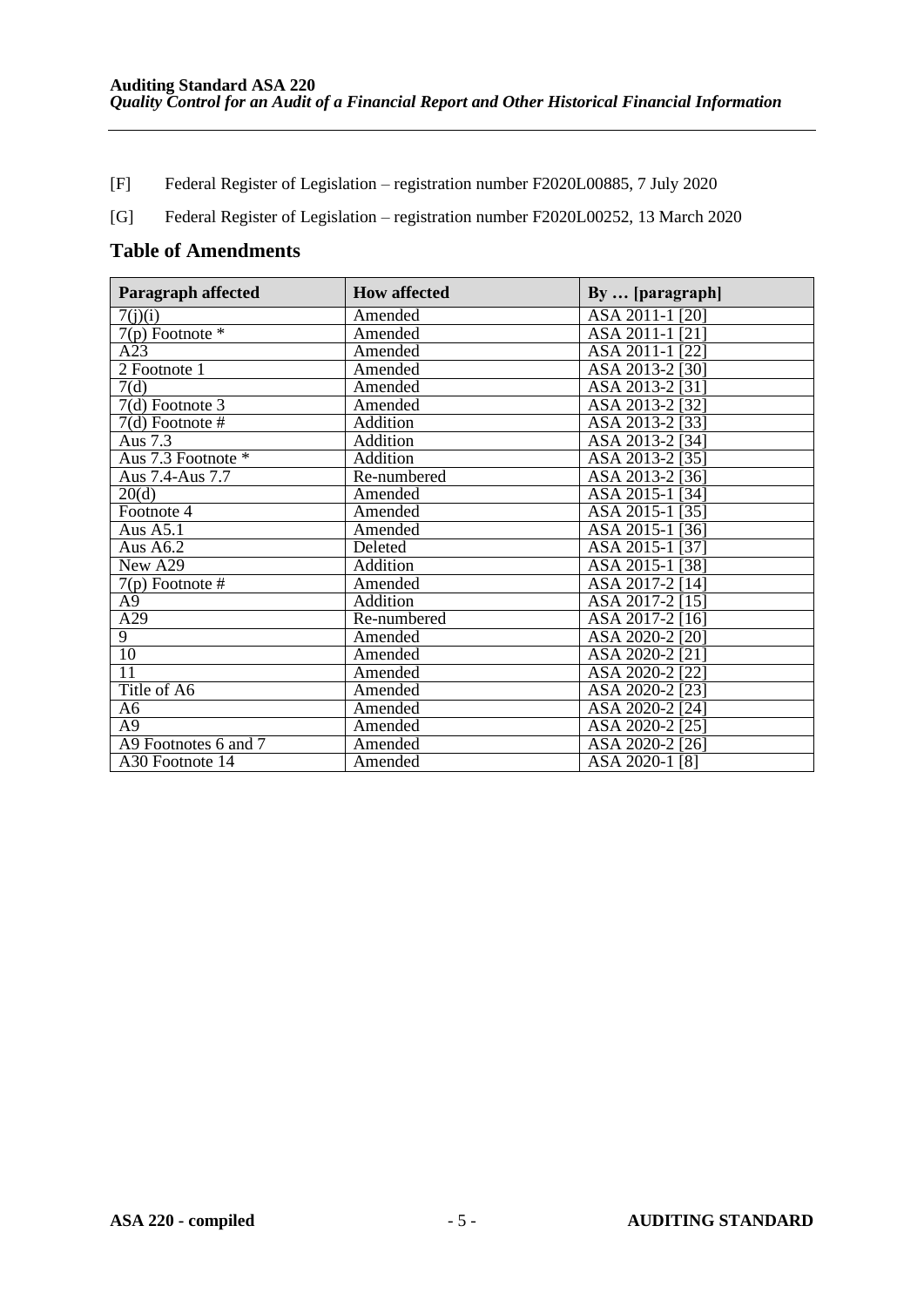[F] Federal Register of Legislation – registration number F2020L00885, 7 July 2020

[G] Federal Register of Legislation – registration number F2020L00252, 13 March 2020

## Table of Amendments

| Paragraph affected | How affected | By … [paragraph] |
|---|---|---|
| 7(j)(i) | Amended | ASA 2011-1 [20] |
| 7(p) Footnote * | Amended | ASA 2011-1 [21] |
| A23 | Amended | ASA 2011-1 [22] |
| 2 Footnote 1 | Amended | ASA 2013-2 [30] |
| 7(d) | Amended | ASA 2013-2 [31] |
| 7(d) Footnote 3 | Amended | ASA 2013-2 [32] |
| 7(d) Footnote # | Addition | ASA 2013-2 [33] |
| Aus 7.3 | Addition | ASA 2013-2 [34] |
| Aus 7.3 Footnote * | Addition | ASA 2013-2 [35] |
| Aus 7.4-Aus 7.7 | Re-numbered | ASA 2013-2 [36] |
| 20(d) | Amended | ASA 2015-1 [34] |
| Footnote 4 | Amended | ASA 2015-1 [35] |
| Aus A5.1 | Amended | ASA 2015-1 [36] |
| Aus A6.2 | Deleted | ASA 2015-1 [37] |
| New A29 | Addition | ASA 2015-1 [38] |
| 7(p) Footnote # | Amended | ASA 2017-2 [14] |
| A9 | Addition | ASA 2017-2 [15] |
| A29 | Re-numbered | ASA 2017-2 [16] |
| 9 | Amended | ASA 2020-2 [20] |
| 10 | Amended | ASA 2020-2 [21] |
| 11 | Amended | ASA 2020-2 [22] |
| Title of A6 | Amended | ASA 2020-2 [23] |
| A6 | Amended | ASA 2020-2 [24] |
| A9 | Amended | ASA 2020-2 [25] |
| A9 Footnotes 6 and 7 | Amended | ASA 2020-2 [26] |
| A30 Footnote 14 | Amended | ASA 2020-1 [8] |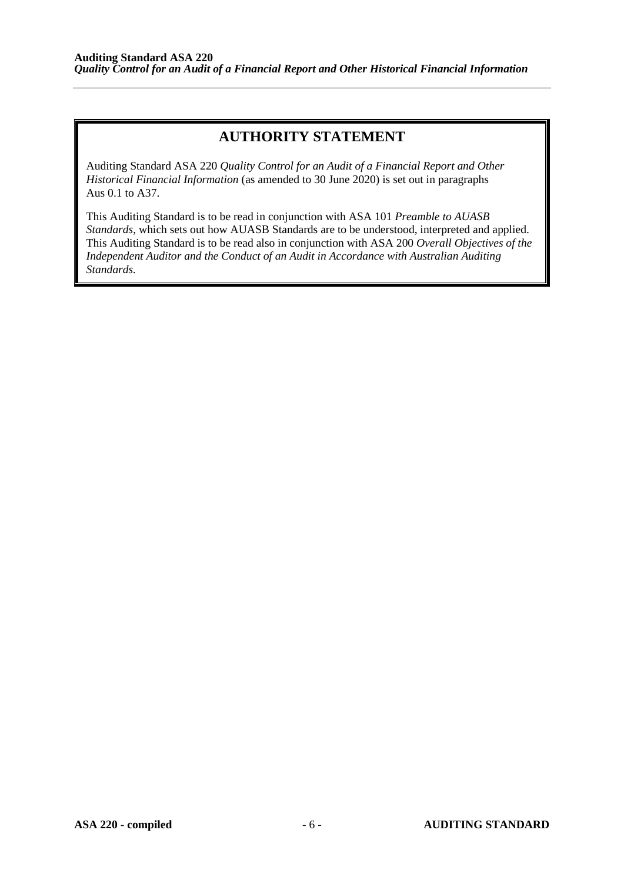## AUTHORITY STATEMENT

Auditing Standard ASA 220 *Quality Control for an Audit of a Financial Report and Other Historical Financial Information* (as amended to 30 June 2020) is set out in paragraphs Aus 0.1 to A37.

This Auditing Standard is to be read in conjunction with ASA 101 *Preamble to AUASB Standards*, which sets out how AUASB Standards are to be understood, interpreted and applied. This Auditing Standard is to be read also in conjunction with ASA 200 *Overall Objectives of the Independent Auditor and the Conduct of an Audit in Accordance with Australian Auditing Standards.*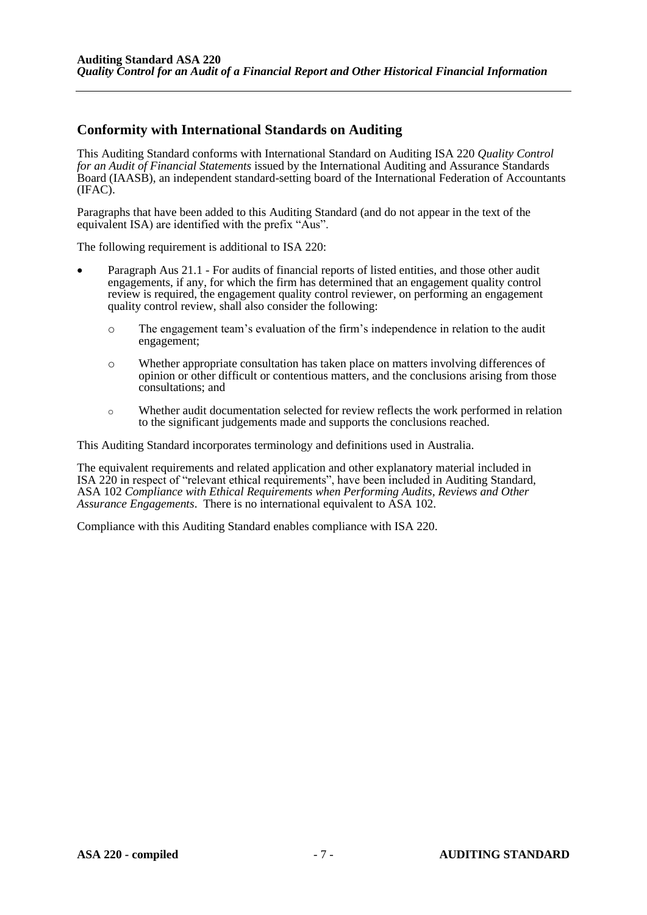## Conformity with International Standards on Auditing

This Auditing Standard conforms with International Standard on Auditing ISA 220 *Quality Control for an Audit of Financial Statements* issued by the International Auditing and Assurance Standards Board (IAASB), an independent standard-setting board of the International Federation of Accountants (IFAC).

Paragraphs that have been added to this Auditing Standard (and do not appear in the text of the equivalent ISA) are identified with the prefix "Aus".

The following requirement is additional to ISA 220:

- Paragraph Aus 21.1 - For audits of financial reports of listed entities, and those other audit engagements, if any, for which the firm has determined that an engagement quality control review is required, the engagement quality control reviewer, on performing an engagement quality control review, shall also consider the following:
  - The engagement team's evaluation of the firm's independence in relation to the audit engagement;
  - Whether appropriate consultation has taken place on matters involving differences of opinion or other difficult or contentious matters, and the conclusions arising from those consultations; and
  - Whether audit documentation selected for review reflects the work performed in relation to the significant judgements made and supports the conclusions reached.

This Auditing Standard incorporates terminology and definitions used in Australia.

The equivalent requirements and related application and other explanatory material included in ISA 220 in respect of "relevant ethical requirements", have been included in Auditing Standard, ASA 102 *Compliance with Ethical Requirements when Performing Audits, Reviews and Other Assurance Engagements*. There is no international equivalent to ASA 102.

Compliance with this Auditing Standard enables compliance with ISA 220.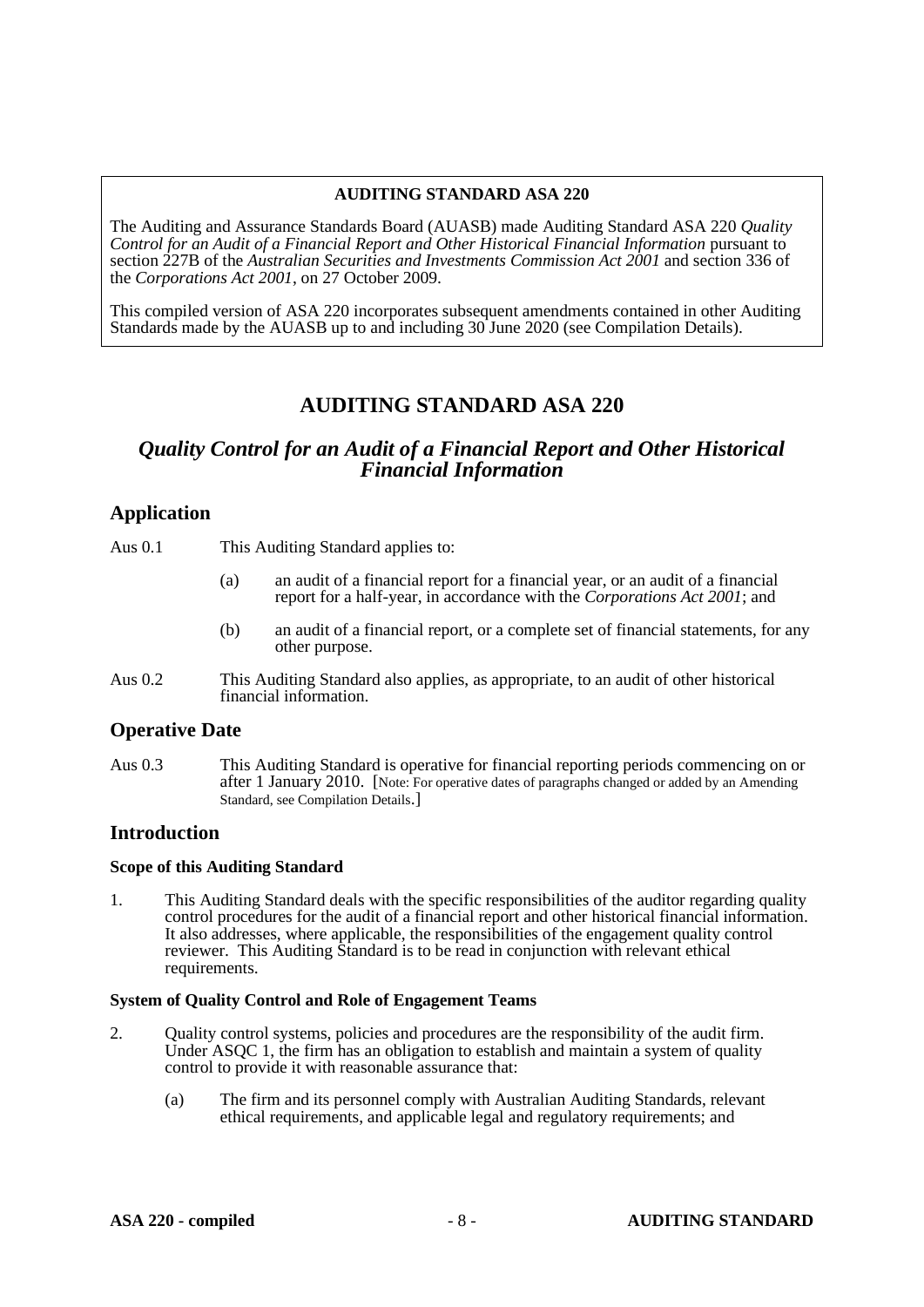**AUDITING STANDARD ASA 220**

The Auditing and Assurance Standards Board (AUASB) made Auditing Standard ASA 220 *Quality Control for an Audit of a Financial Report and Other Historical Financial Information* pursuant to section 227B of the *Australian Securities and Investments Commission Act 2001* and section 336 of the *Corporations Act 2001*, on 27 October 2009.

This compiled version of ASA 220 incorporates subsequent amendments contained in other Auditing Standards made by the AUASB up to and including 30 June 2020 (see Compilation Details).

# AUDITING STANDARD ASA 220

## *Quality Control for an Audit of a Financial Report and Other Historical Financial Information*

## Application

Aus 0.1 This Auditing Standard applies to:

(a) an audit of a financial report for a financial year, or an audit of a financial report for a half-year, in accordance with the *Corporations Act 2001*; and

(b) an audit of a financial report, or a complete set of financial statements, for any other purpose.

Aus 0.2 This Auditing Standard also applies, as appropriate, to an audit of other historical financial information.

## Operative Date

Aus 0.3 This Auditing Standard is operative for financial reporting periods commencing on or after 1 January 2010. [Note: For operative dates of paragraphs changed or added by an Amending Standard, see Compilation Details.]

## Introduction

### Scope of this Auditing Standard

1. This Auditing Standard deals with the specific responsibilities of the auditor regarding quality control procedures for the audit of a financial report and other historical financial information. It also addresses, where applicable, the responsibilities of the engagement quality control reviewer. This Auditing Standard is to be read in conjunction with relevant ethical requirements.

### System of Quality Control and Role of Engagement Teams

2. Quality control systems, policies and procedures are the responsibility of the audit firm. Under ASQC 1, the firm has an obligation to establish and maintain a system of quality control to provide it with reasonable assurance that:

   (a) The firm and its personnel comply with Australian Auditing Standards, relevant ethical requirements, and applicable legal and regulatory requirements; and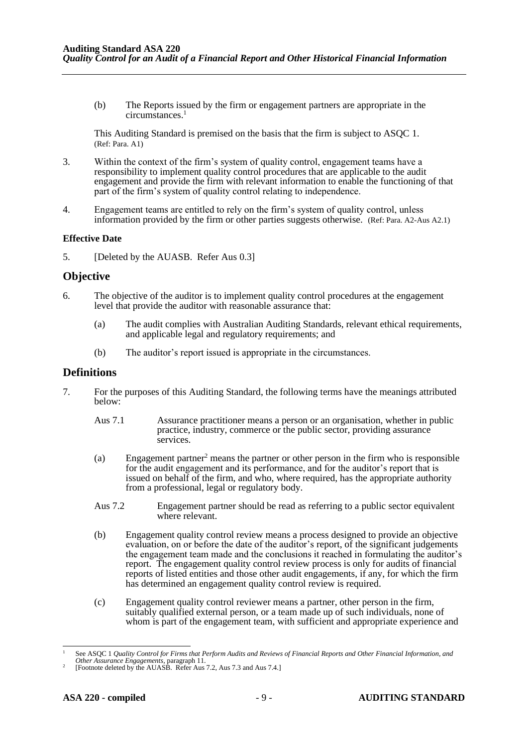(b) The Reports issued by the firm or engagement partners are appropriate in the circumstances.[1]

This Auditing Standard is premised on the basis that the firm is subject to ASQC 1. (Ref: Para. A1)

3. Within the context of the firm's system of quality control, engagement teams have a responsibility to implement quality control procedures that are applicable to the audit engagement and provide the firm with relevant information to enable the functioning of that part of the firm's system of quality control relating to independence.

4. Engagement teams are entitled to rely on the firm's system of quality control, unless information provided by the firm or other parties suggests otherwise. (Ref: Para. A2-Aus A2.1)

### Effective Date

5. [Deleted by the AUASB. Refer Aus 0.3]

## Objective

6. The objective of the auditor is to implement quality control procedures at the engagement level that provide the auditor with reasonable assurance that:

   (a) The audit complies with Australian Auditing Standards, relevant ethical requirements, and applicable legal and regulatory requirements; and

   (b) The auditor's report issued is appropriate in the circumstances.

## Definitions

7. For the purposes of this Auditing Standard, the following terms have the meanings attributed below:

   Aus 7.1 Assurance practitioner means a person or an organisation, whether in public practice, industry, commerce or the public sector, providing assurance services.

   (a) Engagement partner[2] means the partner or other person in the firm who is responsible for the audit engagement and its performance, and for the auditor's report that is issued on behalf of the firm, and who, where required, has the appropriate authority from a professional, legal or regulatory body.

   Aus 7.2 Engagement partner should be read as referring to a public sector equivalent where relevant.

   (b) Engagement quality control review means a process designed to provide an objective evaluation, on or before the date of the auditor's report, of the significant judgements the engagement team made and the conclusions it reached in formulating the auditor's report. The engagement quality control review process is only for audits of financial reports of listed entities and those other audit engagements, if any, for which the firm has determined an engagement quality control review is required.

   (c) Engagement quality control reviewer means a partner, other person in the firm, suitably qualified external person, or a team made up of such individuals, none of whom is part of the engagement team, with sufficient and appropriate experience and

---

[1] See ASQC 1 *Quality Control for Firms that Perform Audits and Reviews of Financial Reports and Other Financial Information, and Other Assurance Engagements*, paragraph 11.

[2] [Footnote deleted by the AUASB. Refer Aus 7.2, Aus 7.3 and Aus 7.4.]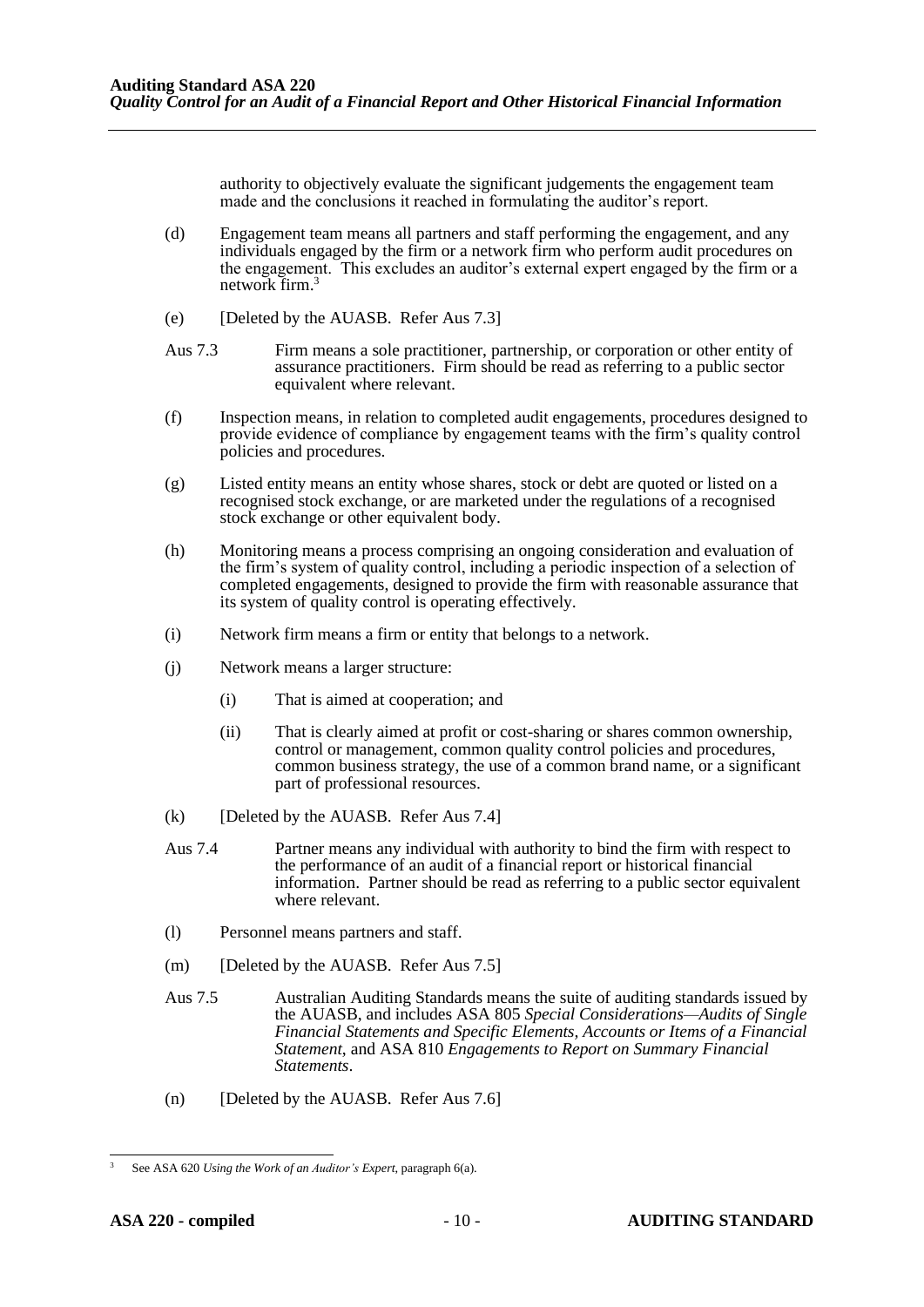authority to objectively evaluate the significant judgements the engagement team made and the conclusions it reached in formulating the auditor's report.

(d) Engagement team means all partners and staff performing the engagement, and any individuals engaged by the firm or a network firm who perform audit procedures on the engagement. This excludes an auditor's external expert engaged by the firm or a network firm.[3]

(e) [Deleted by the AUASB. Refer Aus 7.3]

Aus 7.3 Firm means a sole practitioner, partnership, or corporation or other entity of assurance practitioners. Firm should be read as referring to a public sector equivalent where relevant.

(f) Inspection means, in relation to completed audit engagements, procedures designed to provide evidence of compliance by engagement teams with the firm's quality control policies and procedures.

(g) Listed entity means an entity whose shares, stock or debt are quoted or listed on a recognised stock exchange, or are marketed under the regulations of a recognised stock exchange or other equivalent body.

(h) Monitoring means a process comprising an ongoing consideration and evaluation of the firm's system of quality control, including a periodic inspection of a selection of completed engagements, designed to provide the firm with reasonable assurance that its system of quality control is operating effectively.

(i) Network firm means a firm or entity that belongs to a network.

(j) Network means a larger structure:

  (i) That is aimed at cooperation; and

  (ii) That is clearly aimed at profit or cost-sharing or shares common ownership, control or management, common quality control policies and procedures, common business strategy, the use of a common brand name, or a significant part of professional resources.

(k) [Deleted by the AUASB. Refer Aus 7.4]

Aus 7.4 Partner means any individual with authority to bind the firm with respect to the performance of an audit of a financial report or historical financial information. Partner should be read as referring to a public sector equivalent where relevant.

(l) Personnel means partners and staff.

(m) [Deleted by the AUASB. Refer Aus 7.5]

Aus 7.5 Australian Auditing Standards means the suite of auditing standards issued by the AUASB, and includes ASA 805 *Special Considerations—Audits of Single Financial Statements and Specific Elements, Accounts or Items of a Financial Statement*, and ASA 810 *Engagements to Report on Summary Financial Statements*.

(n) [Deleted by the AUASB. Refer Aus 7.6]

---

[3] See ASA 620 *Using the Work of an Auditor's Expert*, paragraph 6(a).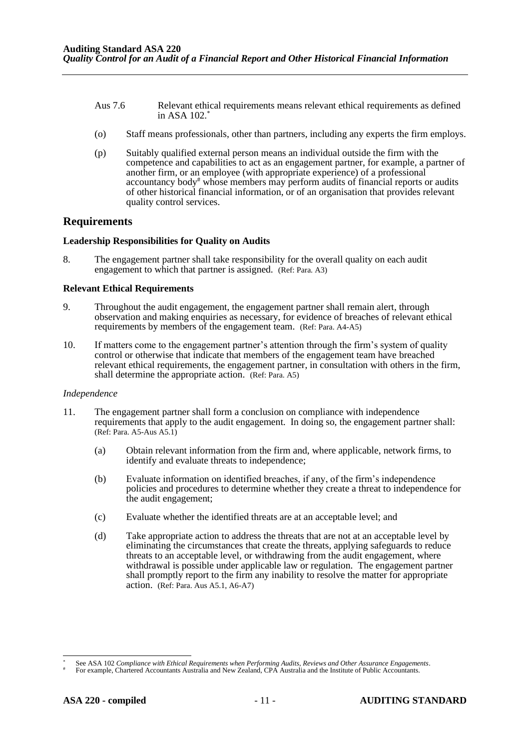Aus 7.6 Relevant ethical requirements means relevant ethical requirements as defined in ASA 102.*

(o) Staff means professionals, other than partners, including any experts the firm employs.

(p) Suitably qualified external person means an individual outside the firm with the competence and capabilities to act as an engagement partner, for example, a partner of another firm, or an employee (with appropriate experience) of a professional accountancy body# whose members may perform audits of financial reports or audits of other historical financial information, or of an organisation that provides relevant quality control services.

## Requirements

### Leadership Responsibilities for Quality on Audits

8. The engagement partner shall take responsibility for the overall quality on each audit engagement to which that partner is assigned. (Ref: Para. A3)

### Relevant Ethical Requirements

9. Throughout the audit engagement, the engagement partner shall remain alert, through observation and making enquiries as necessary, for evidence of breaches of relevant ethical requirements by members of the engagement team. (Ref: Para. A4-A5)

10. If matters come to the engagement partner's attention through the firm's system of quality control or otherwise that indicate that members of the engagement team have breached relevant ethical requirements, the engagement partner, in consultation with others in the firm, shall determine the appropriate action. (Ref: Para. A5)

*Independence*

11. The engagement partner shall form a conclusion on compliance with independence requirements that apply to the audit engagement. In doing so, the engagement partner shall: (Ref: Para. A5-Aus A5.1)

    (a) Obtain relevant information from the firm and, where applicable, network firms, to identify and evaluate threats to independence;

    (b) Evaluate information on identified breaches, if any, of the firm's independence policies and procedures to determine whether they create a threat to independence for the audit engagement;

    (c) Evaluate whether the identified threats are at an acceptable level; and

    (d) Take appropriate action to address the threats that are not at an acceptable level by eliminating the circumstances that create the threats, applying safeguards to reduce threats to an acceptable level, or withdrawing from the audit engagement, where withdrawal is possible under applicable law or regulation. The engagement partner shall promptly report to the firm any inability to resolve the matter for appropriate action. (Ref: Para. Aus A5.1, A6-A7)

---

\* See ASA 102 *Compliance with Ethical Requirements when Performing Audits, Reviews and Other Assurance Engagements*.

\# For example, Chartered Accountants Australia and New Zealand, CPA Australia and the Institute of Public Accountants.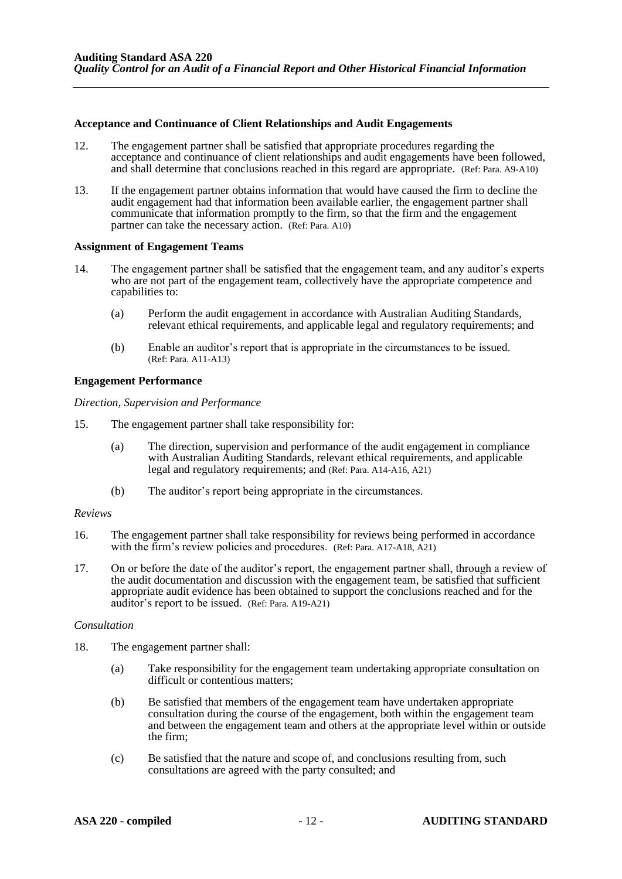### Acceptance and Continuance of Client Relationships and Audit Engagements

12. The engagement partner shall be satisfied that appropriate procedures regarding the acceptance and continuance of client relationships and audit engagements have been followed, and shall determine that conclusions reached in this regard are appropriate. (Ref: Para. A9-A10)

13. If the engagement partner obtains information that would have caused the firm to decline the audit engagement had that information been available earlier, the engagement partner shall communicate that information promptly to the firm, so that the firm and the engagement partner can take the necessary action. (Ref: Para. A10)

### Assignment of Engagement Teams

14. The engagement partner shall be satisfied that the engagement team, and any auditor's experts who are not part of the engagement team, collectively have the appropriate competence and capabilities to:

    (a) Perform the audit engagement in accordance with Australian Auditing Standards, relevant ethical requirements, and applicable legal and regulatory requirements; and

    (b) Enable an auditor's report that is appropriate in the circumstances to be issued. (Ref: Para. A11-A13)

### Engagement Performance

*Direction, Supervision and Performance*

15. The engagement partner shall take responsibility for:

    (a) The direction, supervision and performance of the audit engagement in compliance with Australian Auditing Standards, relevant ethical requirements, and applicable legal and regulatory requirements; and (Ref: Para. A14-A16, A21)

    (b) The auditor's report being appropriate in the circumstances.

*Reviews*

16. The engagement partner shall take responsibility for reviews being performed in accordance with the firm's review policies and procedures. (Ref: Para. A17-A18, A21)

17. On or before the date of the auditor's report, the engagement partner shall, through a review of the audit documentation and discussion with the engagement team, be satisfied that sufficient appropriate audit evidence has been obtained to support the conclusions reached and for the auditor's report to be issued. (Ref: Para. A19-A21)

*Consultation*

18. The engagement partner shall:

    (a) Take responsibility for the engagement team undertaking appropriate consultation on difficult or contentious matters;

    (b) Be satisfied that members of the engagement team have undertaken appropriate consultation during the course of the engagement, both within the engagement team and between the engagement team and others at the appropriate level within or outside the firm;

    (c) Be satisfied that the nature and scope of, and conclusions resulting from, such consultations are agreed with the party consulted; and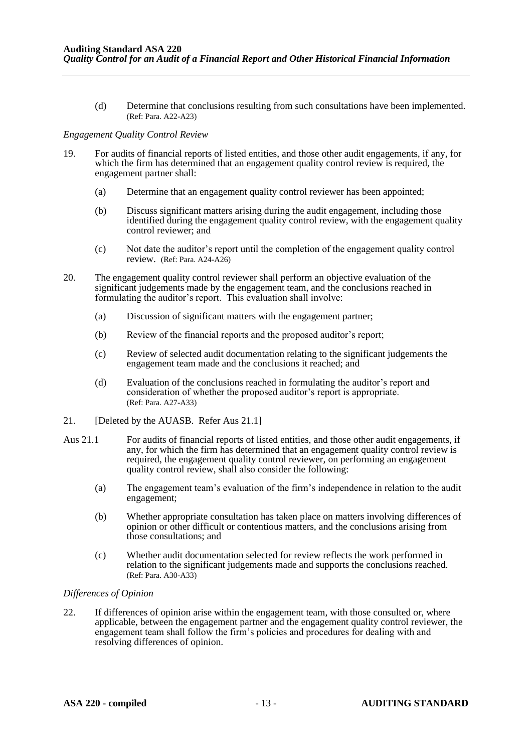(d) Determine that conclusions resulting from such consultations have been implemented. (Ref: Para. A22-A23)

*Engagement Quality Control Review*

19. For audits of financial reports of listed entities, and those other audit engagements, if any, for which the firm has determined that an engagement quality control review is required, the engagement partner shall:

    (a) Determine that an engagement quality control reviewer has been appointed;

    (b) Discuss significant matters arising during the audit engagement, including those identified during the engagement quality control review, with the engagement quality control reviewer; and

    (c) Not date the auditor's report until the completion of the engagement quality control review. (Ref: Para. A24-A26)

20. The engagement quality control reviewer shall perform an objective evaluation of the significant judgements made by the engagement team, and the conclusions reached in formulating the auditor's report. This evaluation shall involve:

    (a) Discussion of significant matters with the engagement partner;

    (b) Review of the financial reports and the proposed auditor's report;

    (c) Review of selected audit documentation relating to the significant judgements the engagement team made and the conclusions it reached; and

    (d) Evaluation of the conclusions reached in formulating the auditor's report and consideration of whether the proposed auditor's report is appropriate. (Ref: Para. A27-A33)

21. [Deleted by the AUASB. Refer Aus 21.1]

Aus 21.1 For audits of financial reports of listed entities, and those other audit engagements, if any, for which the firm has determined that an engagement quality control review is required, the engagement quality control reviewer, on performing an engagement quality control review, shall also consider the following:

    (a) The engagement team's evaluation of the firm's independence in relation to the audit engagement;

    (b) Whether appropriate consultation has taken place on matters involving differences of opinion or other difficult or contentious matters, and the conclusions arising from those consultations; and

    (c) Whether audit documentation selected for review reflects the work performed in relation to the significant judgements made and supports the conclusions reached. (Ref: Para. A30-A33)

*Differences of Opinion*

22. If differences of opinion arise within the engagement team, with those consulted or, where applicable, between the engagement partner and the engagement quality control reviewer, the engagement team shall follow the firm's policies and procedures for dealing with and resolving differences of opinion.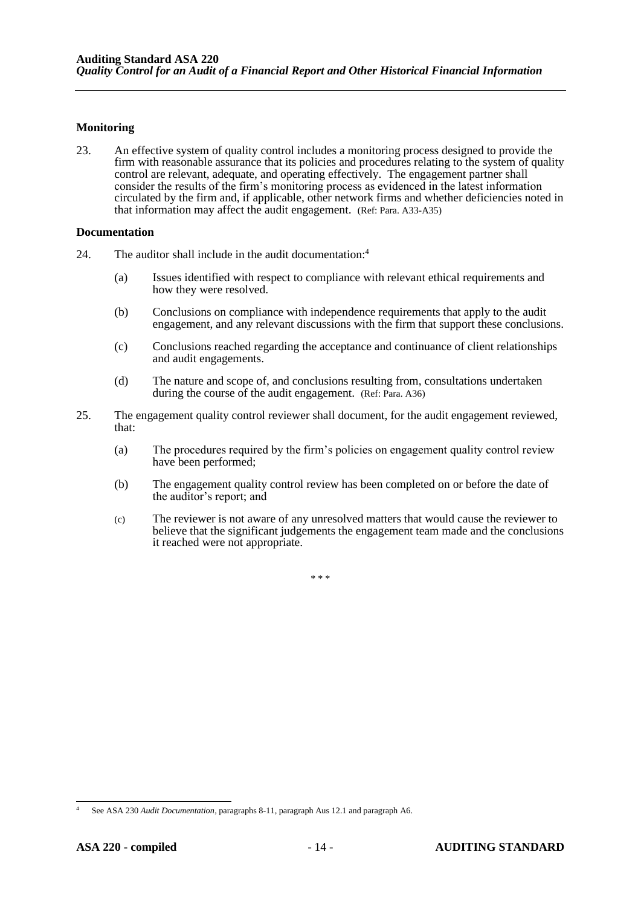### Monitoring

23. An effective system of quality control includes a monitoring process designed to provide the firm with reasonable assurance that its policies and procedures relating to the system of quality control are relevant, adequate, and operating effectively. The engagement partner shall consider the results of the firm's monitoring process as evidenced in the latest information circulated by the firm and, if applicable, other network firms and whether deficiencies noted in that information may affect the audit engagement. (Ref: Para. A33-A35)

### Documentation

24. The auditor shall include in the audit documentation:[4]

    (a) Issues identified with respect to compliance with relevant ethical requirements and how they were resolved.

    (b) Conclusions on compliance with independence requirements that apply to the audit engagement, and any relevant discussions with the firm that support these conclusions.

    (c) Conclusions reached regarding the acceptance and continuance of client relationships and audit engagements.

    (d) The nature and scope of, and conclusions resulting from, consultations undertaken during the course of the audit engagement. (Ref: Para. A36)

25. The engagement quality control reviewer shall document, for the audit engagement reviewed, that:

    (a) The procedures required by the firm's policies on engagement quality control review have been performed;

    (b) The engagement quality control review has been completed on or before the date of the auditor's report; and

    (c) The reviewer is not aware of any unresolved matters that would cause the reviewer to believe that the significant judgements the engagement team made and the conclusions it reached were not appropriate.

\* \* \*

[4] See ASA 230 *Audit Documentation*, paragraphs 8-11, paragraph Aus 12.1 and paragraph A6.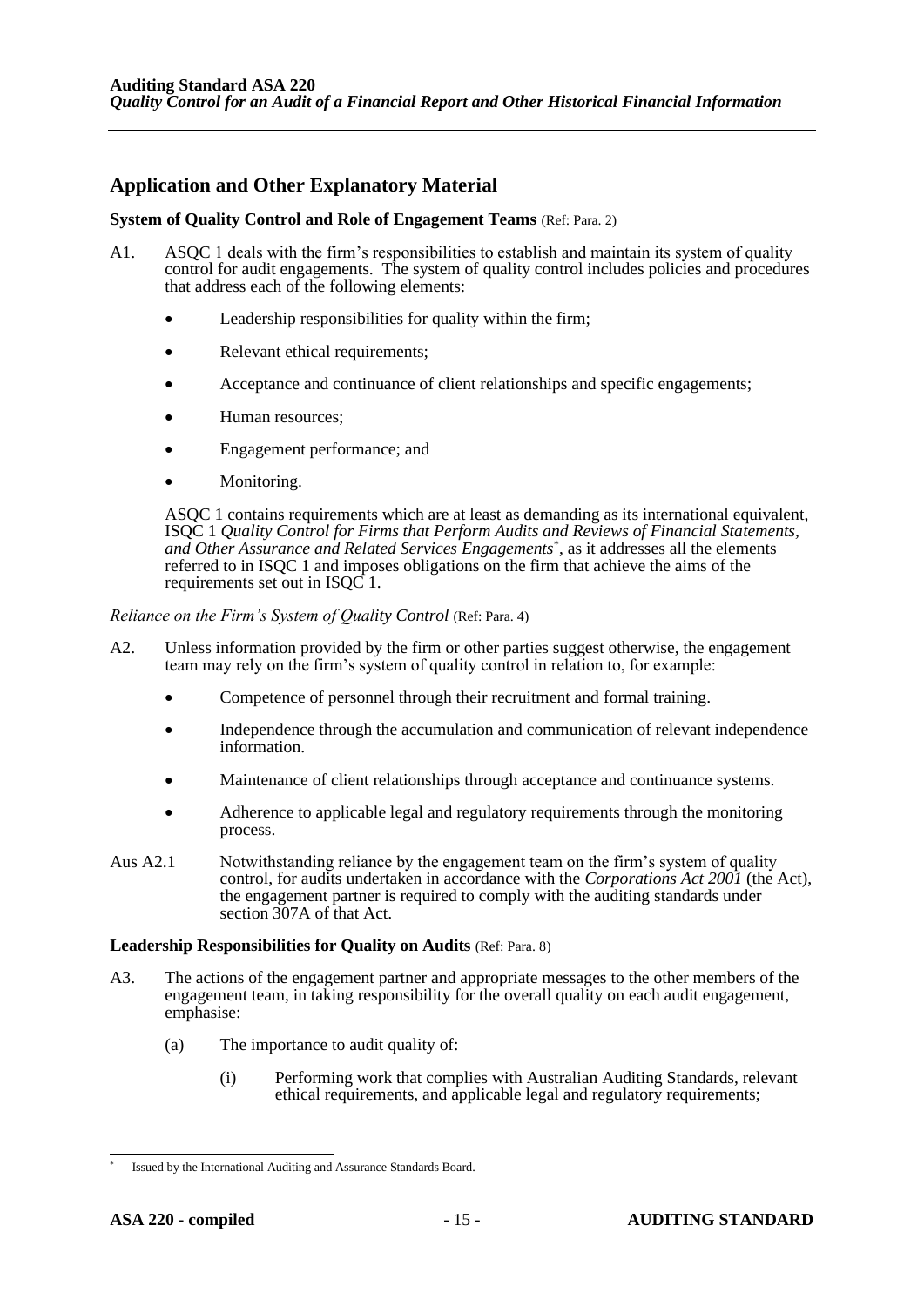## Application and Other Explanatory Material

**System of Quality Control and Role of Engagement Teams** (Ref: Para. 2)

A1. ASQC 1 deals with the firm's responsibilities to establish and maintain its system of quality control for audit engagements. The system of quality control includes policies and procedures that address each of the following elements:

- Leadership responsibilities for quality within the firm;
- Relevant ethical requirements;
- Acceptance and continuance of client relationships and specific engagements;
- Human resources;
- Engagement performance; and
- Monitoring.

ASQC 1 contains requirements which are at least as demanding as its international equivalent, ISQC 1 *Quality Control for Firms that Perform Audits and Reviews of Financial Statements, and Other Assurance and Related Services Engagements*[*], as it addresses all the elements referred to in ISQC 1 and imposes obligations on the firm that achieve the aims of the requirements set out in ISQC 1.

*Reliance on the Firm's System of Quality Control* (Ref: Para. 4)

A2. Unless information provided by the firm or other parties suggest otherwise, the engagement team may rely on the firm's system of quality control in relation to, for example:

- Competence of personnel through their recruitment and formal training.
- Independence through the accumulation and communication of relevant independence information.
- Maintenance of client relationships through acceptance and continuance systems.
- Adherence to applicable legal and regulatory requirements through the monitoring process.

Aus A2.1 Notwithstanding reliance by the engagement team on the firm's system of quality control, for audits undertaken in accordance with the *Corporations Act 2001* (the Act), the engagement partner is required to comply with the auditing standards under section 307A of that Act.

**Leadership Responsibilities for Quality on Audits** (Ref: Para. 8)

A3. The actions of the engagement partner and appropriate messages to the other members of the engagement team, in taking responsibility for the overall quality on each audit engagement, emphasise:

(a) The importance to audit quality of:

(i) Performing work that complies with Australian Auditing Standards, relevant ethical requirements, and applicable legal and regulatory requirements;

---

[*] Issued by the International Auditing and Assurance Standards Board.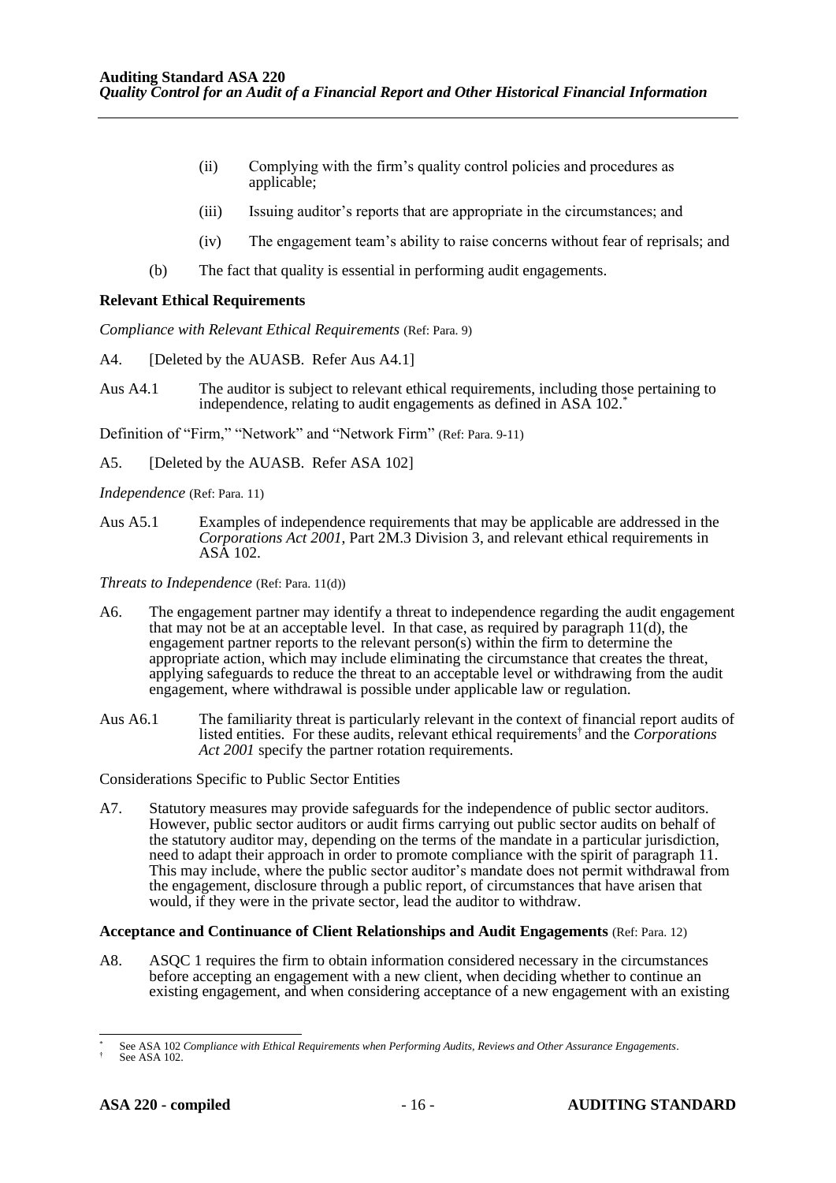(ii) Complying with the firm's quality control policies and procedures as applicable;

(iii) Issuing auditor's reports that are appropriate in the circumstances; and

(iv) The engagement team's ability to raise concerns without fear of reprisals; and

(b) The fact that quality is essential in performing audit engagements.

**Relevant Ethical Requirements**

*Compliance with Relevant Ethical Requirements* (Ref: Para. 9)

A4. [Deleted by the AUASB. Refer Aus A4.1]

Aus A4.1 The auditor is subject to relevant ethical requirements, including those pertaining to independence, relating to audit engagements as defined in ASA 102.*

Definition of "Firm," "Network" and "Network Firm" (Ref: Para. 9-11)

A5. [Deleted by the AUASB. Refer ASA 102]

*Independence* (Ref: Para. 11)

Aus A5.1 Examples of independence requirements that may be applicable are addressed in the *Corporations Act 2001*, Part 2M.3 Division 3, and relevant ethical requirements in ASA 102.

*Threats to Independence* (Ref: Para. 11(d))

A6. The engagement partner may identify a threat to independence regarding the audit engagement that may not be at an acceptable level. In that case, as required by paragraph 11(d), the engagement partner reports to the relevant person(s) within the firm to determine the appropriate action, which may include eliminating the circumstance that creates the threat, applying safeguards to reduce the threat to an acceptable level or withdrawing from the audit engagement, where withdrawal is possible under applicable law or regulation.

Aus A6.1 The familiarity threat is particularly relevant in the context of financial report audits of listed entities. For these audits, relevant ethical requirements† and the *Corporations Act 2001* specify the partner rotation requirements.

Considerations Specific to Public Sector Entities

A7. Statutory measures may provide safeguards for the independence of public sector auditors. However, public sector auditors or audit firms carrying out public sector audits on behalf of the statutory auditor may, depending on the terms of the mandate in a particular jurisdiction, need to adapt their approach in order to promote compliance with the spirit of paragraph 11. This may include, where the public sector auditor's mandate does not permit withdrawal from the engagement, disclosure through a public report, of circumstances that have arisen that would, if they were in the private sector, lead the auditor to withdraw.

**Acceptance and Continuance of Client Relationships and Audit Engagements** (Ref: Para. 12)

A8. ASQC 1 requires the firm to obtain information considered necessary in the circumstances before accepting an engagement with a new client, when deciding whether to continue an existing engagement, and when considering acceptance of a new engagement with an existing

---

\* See ASA 102 *Compliance with Ethical Requirements when Performing Audits, Reviews and Other Assurance Engagements*.

† See ASA 102.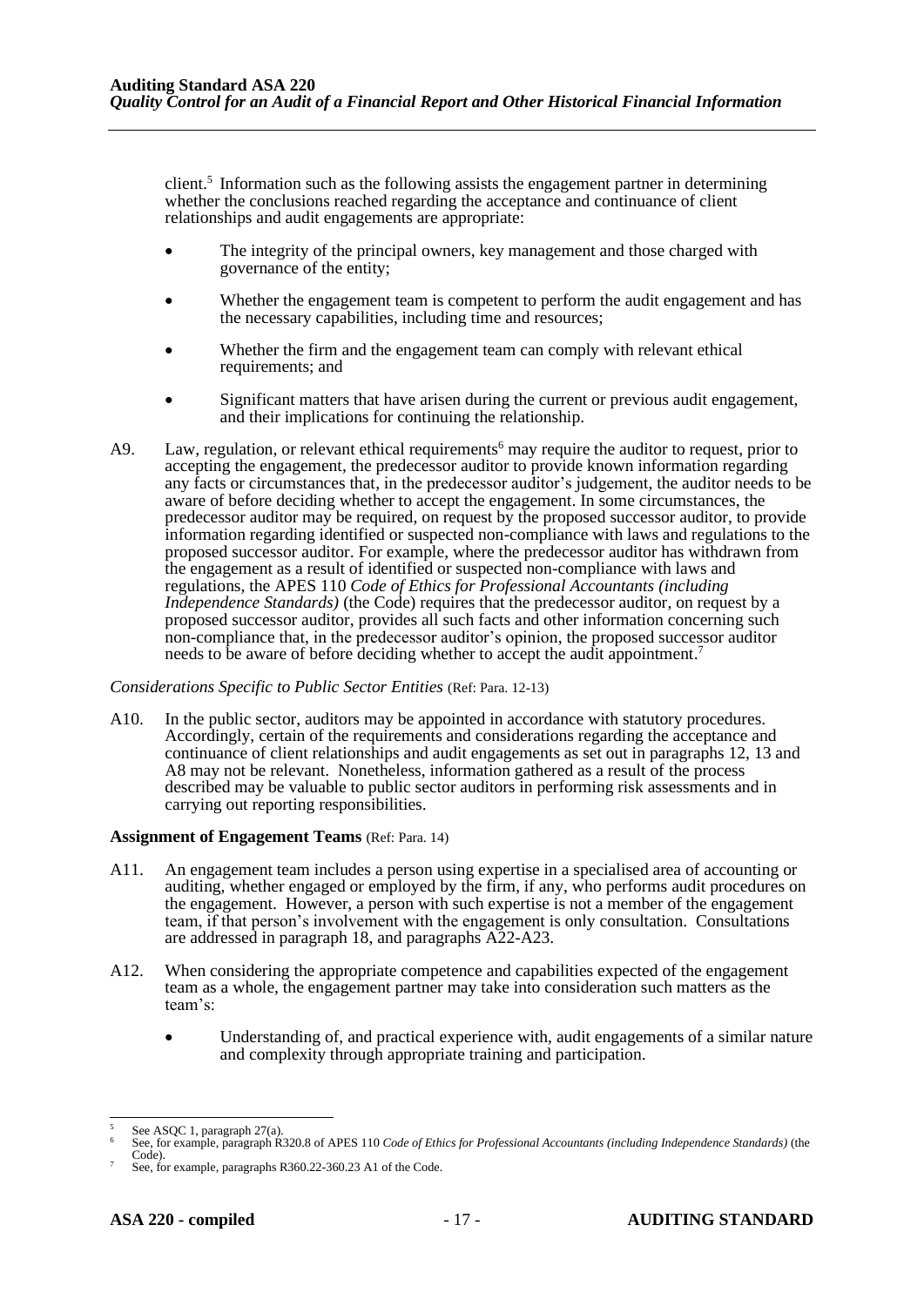client.[5] Information such as the following assists the engagement partner in determining whether the conclusions reached regarding the acceptance and continuance of client relationships and audit engagements are appropriate:

- The integrity of the principal owners, key management and those charged with governance of the entity;
- Whether the engagement team is competent to perform the audit engagement and has the necessary capabilities, including time and resources;
- Whether the firm and the engagement team can comply with relevant ethical requirements; and
- Significant matters that have arisen during the current or previous audit engagement, and their implications for continuing the relationship.

A9. Law, regulation, or relevant ethical requirements[6] may require the auditor to request, prior to accepting the engagement, the predecessor auditor to provide known information regarding any facts or circumstances that, in the predecessor auditor's judgement, the auditor needs to be aware of before deciding whether to accept the engagement. In some circumstances, the predecessor auditor may be required, on request by the proposed successor auditor, to provide information regarding identified or suspected non-compliance with laws and regulations to the proposed successor auditor. For example, where the predecessor auditor has withdrawn from the engagement as a result of identified or suspected non-compliance with laws and regulations, the APES 110 *Code of Ethics for Professional Accountants (including Independence Standards)* (the Code) requires that the predecessor auditor, on request by a proposed successor auditor, provides all such facts and other information concerning such non-compliance that, in the predecessor auditor's opinion, the proposed successor auditor needs to be aware of before deciding whether to accept the audit appointment.[7]

*Considerations Specific to Public Sector Entities* (Ref: Para. 12-13)

A10. In the public sector, auditors may be appointed in accordance with statutory procedures. Accordingly, certain of the requirements and considerations regarding the acceptance and continuance of client relationships and audit engagements as set out in paragraphs 12, 13 and A8 may not be relevant. Nonetheless, information gathered as a result of the process described may be valuable to public sector auditors in performing risk assessments and in carrying out reporting responsibilities.

**Assignment of Engagement Teams** (Ref: Para. 14)

A11. An engagement team includes a person using expertise in a specialised area of accounting or auditing, whether engaged or employed by the firm, if any, who performs audit procedures on the engagement. However, a person with such expertise is not a member of the engagement team, if that person's involvement with the engagement is only consultation. Consultations are addressed in paragraph 18, and paragraphs A22-A23.

A12. When considering the appropriate competence and capabilities expected of the engagement team as a whole, the engagement partner may take into consideration such matters as the team's:

- Understanding of, and practical experience with, audit engagements of a similar nature and complexity through appropriate training and participation.

---

[5] See ASQC 1, paragraph 27(a).

[6] See, for example, paragraph R320.8 of APES 110 *Code of Ethics for Professional Accountants (including Independence Standards)* (the Code).

[7] See, for example, paragraphs R360.22-360.23 A1 of the Code.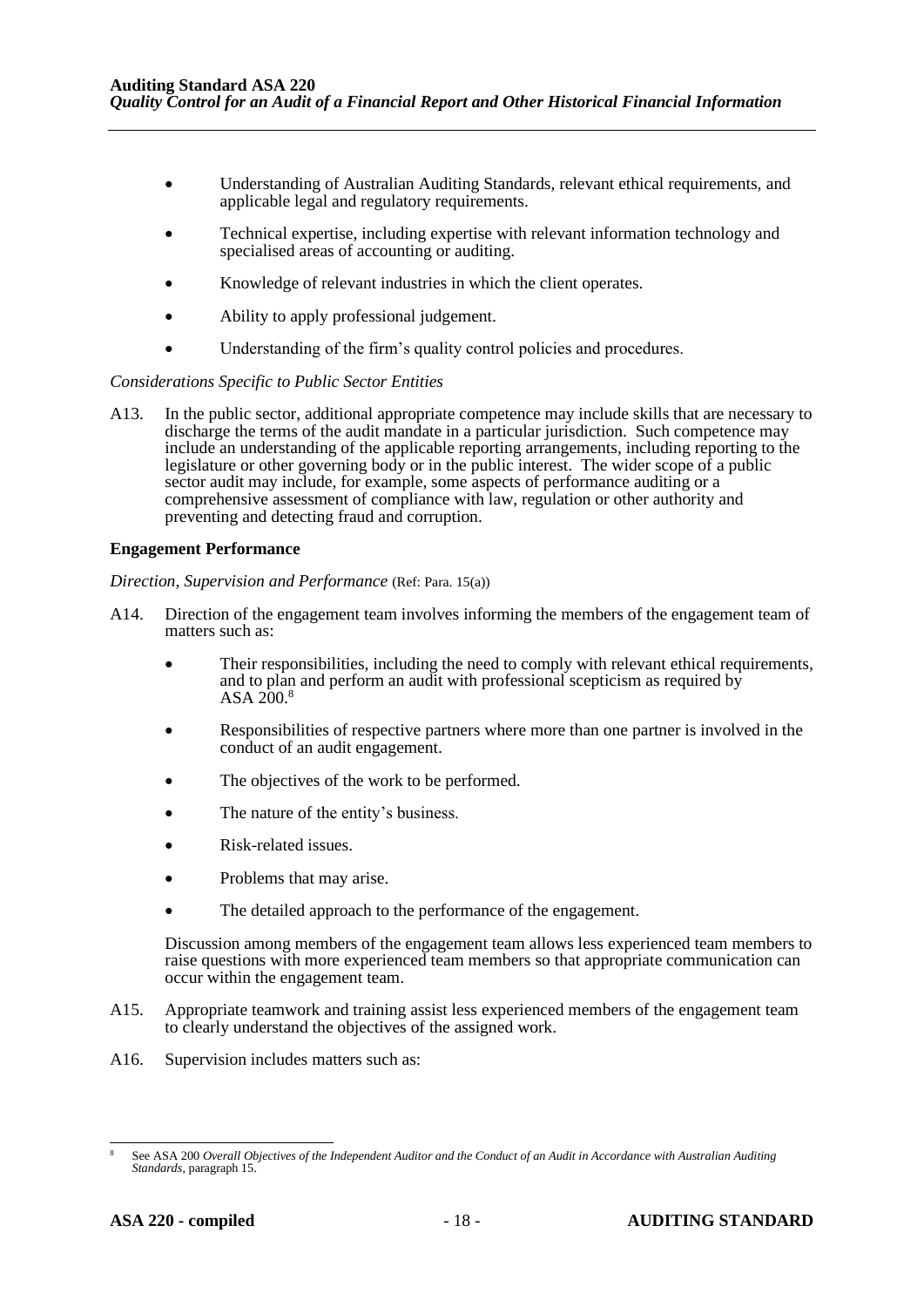- Understanding of Australian Auditing Standards, relevant ethical requirements, and applicable legal and regulatory requirements.
- Technical expertise, including expertise with relevant information technology and specialised areas of accounting or auditing.
- Knowledge of relevant industries in which the client operates.
- Ability to apply professional judgement.
- Understanding of the firm's quality control policies and procedures.

*Considerations Specific to Public Sector Entities*

A13. In the public sector, additional appropriate competence may include skills that are necessary to discharge the terms of the audit mandate in a particular jurisdiction. Such competence may include an understanding of the applicable reporting arrangements, including reporting to the legislature or other governing body or in the public interest. The wider scope of a public sector audit may include, for example, some aspects of performance auditing or a comprehensive assessment of compliance with law, regulation or other authority and preventing and detecting fraud and corruption.

**Engagement Performance**

*Direction, Supervision and Performance* (Ref: Para. 15(a))

A14. Direction of the engagement team involves informing the members of the engagement team of matters such as:

- Their responsibilities, including the need to comply with relevant ethical requirements, and to plan and perform an audit with professional scepticism as required by ASA 200.[8]
- Responsibilities of respective partners where more than one partner is involved in the conduct of an audit engagement.
- The objectives of the work to be performed.
- The nature of the entity's business.
- Risk-related issues.
- Problems that may arise.
- The detailed approach to the performance of the engagement.

Discussion among members of the engagement team allows less experienced team members to raise questions with more experienced team members so that appropriate communication can occur within the engagement team.

A15. Appropriate teamwork and training assist less experienced members of the engagement team to clearly understand the objectives of the assigned work.

A16. Supervision includes matters such as:

---

[8] See ASA 200 *Overall Objectives of the Independent Auditor and the Conduct of an Audit in Accordance with Australian Auditing Standards*, paragraph 15.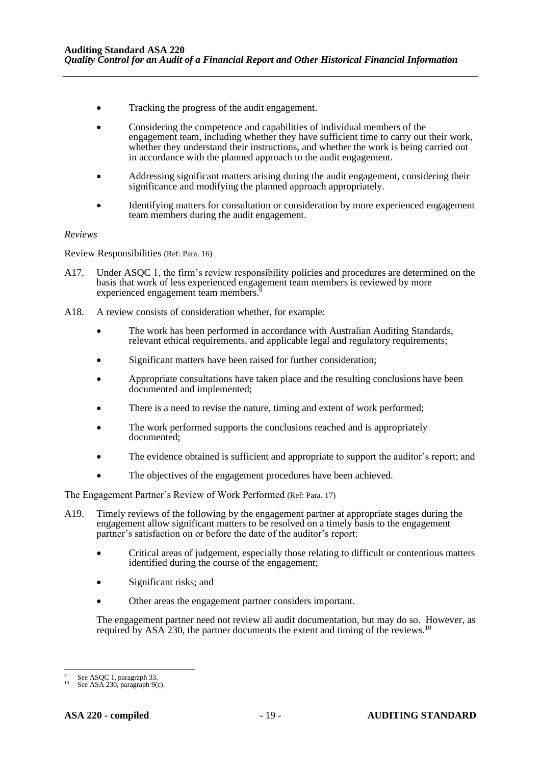- Tracking the progress of the audit engagement.

- Considering the competence and capabilities of individual members of the engagement team, including whether they have sufficient time to carry out their work, whether they understand their instructions, and whether the work is being carried out in accordance with the planned approach to the audit engagement.

- Addressing significant matters arising during the audit engagement, considering their significance and modifying the planned approach appropriately.

- Identifying matters for consultation or consideration by more experienced engagement team members during the audit engagement.

*Reviews*

Review Responsibilities (Ref: Para. 16)

A17. Under ASQC 1, the firm's review responsibility policies and procedures are determined on the basis that work of less experienced engagement team members is reviewed by more experienced engagement team members.[9]

A18. A review consists of consideration whether, for example:

- The work has been performed in accordance with Australian Auditing Standards, relevant ethical requirements, and applicable legal and regulatory requirements;

- Significant matters have been raised for further consideration;

- Appropriate consultations have taken place and the resulting conclusions have been documented and implemented;

- There is a need to revise the nature, timing and extent of work performed;

- The work performed supports the conclusions reached and is appropriately documented;

- The evidence obtained is sufficient and appropriate to support the auditor's report; and

- The objectives of the engagement procedures have been achieved.

The Engagement Partner's Review of Work Performed (Ref: Para. 17)

A19. Timely reviews of the following by the engagement partner at appropriate stages during the engagement allow significant matters to be resolved on a timely basis to the engagement partner's satisfaction on or before the date of the auditor's report:

- Critical areas of judgement, especially those relating to difficult or contentious matters identified during the course of the engagement;

- Significant risks; and

- Other areas the engagement partner considers important.

The engagement partner need not review all audit documentation, but may do so. However, as required by ASA 230, the partner documents the extent and timing of the reviews.[10]

---

[9] See ASQC 1, paragraph 33.

[10] See ASA 230, paragraph 9(c).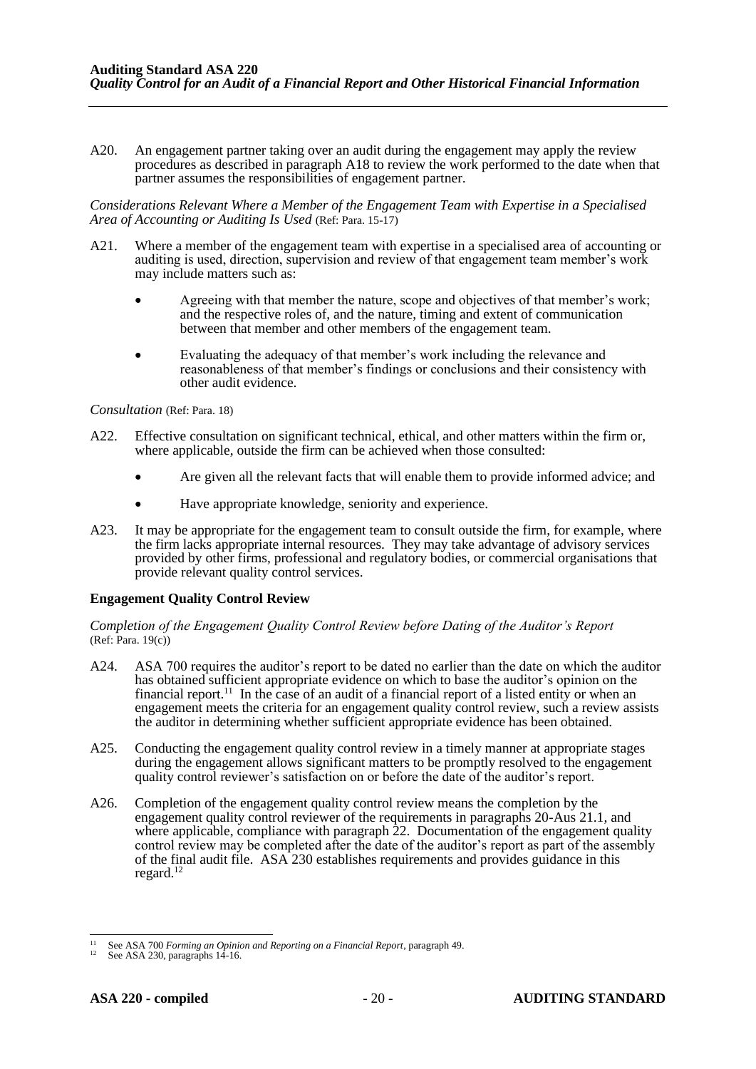A20. An engagement partner taking over an audit during the engagement may apply the review procedures as described in paragraph A18 to review the work performed to the date when that partner assumes the responsibilities of engagement partner.

*Considerations Relevant Where a Member of the Engagement Team with Expertise in a Specialised Area of Accounting or Auditing Is Used* (Ref: Para. 15-17)

A21. Where a member of the engagement team with expertise in a specialised area of accounting or auditing is used, direction, supervision and review of that engagement team member's work may include matters such as:

- Agreeing with that member the nature, scope and objectives of that member's work; and the respective roles of, and the nature, timing and extent of communication between that member and other members of the engagement team.
- Evaluating the adequacy of that member's work including the relevance and reasonableness of that member's findings or conclusions and their consistency with other audit evidence.

*Consultation* (Ref: Para. 18)

A22. Effective consultation on significant technical, ethical, and other matters within the firm or, where applicable, outside the firm can be achieved when those consulted:

- Are given all the relevant facts that will enable them to provide informed advice; and
- Have appropriate knowledge, seniority and experience.

A23. It may be appropriate for the engagement team to consult outside the firm, for example, where the firm lacks appropriate internal resources. They may take advantage of advisory services provided by other firms, professional and regulatory bodies, or commercial organisations that provide relevant quality control services.

**Engagement Quality Control Review**

*Completion of the Engagement Quality Control Review before Dating of the Auditor's Report* (Ref: Para. 19(c))

A24. ASA 700 requires the auditor's report to be dated no earlier than the date on which the auditor has obtained sufficient appropriate evidence on which to base the auditor's opinion on the financial report.[11] In the case of an audit of a financial report of a listed entity or when an engagement meets the criteria for an engagement quality control review, such a review assists the auditor in determining whether sufficient appropriate evidence has been obtained.

A25. Conducting the engagement quality control review in a timely manner at appropriate stages during the engagement allows significant matters to be promptly resolved to the engagement quality control reviewer's satisfaction on or before the date of the auditor's report.

A26. Completion of the engagement quality control review means the completion by the engagement quality control reviewer of the requirements in paragraphs 20-Aus 21.1, and where applicable, compliance with paragraph 22. Documentation of the engagement quality control review may be completed after the date of the auditor's report as part of the assembly of the final audit file. ASA 230 establishes requirements and provides guidance in this regard.[12]

---

[11] See ASA 700 *Forming an Opinion and Reporting on a Financial Report*, paragraph 49.

[12] See ASA 230, paragraphs 14-16.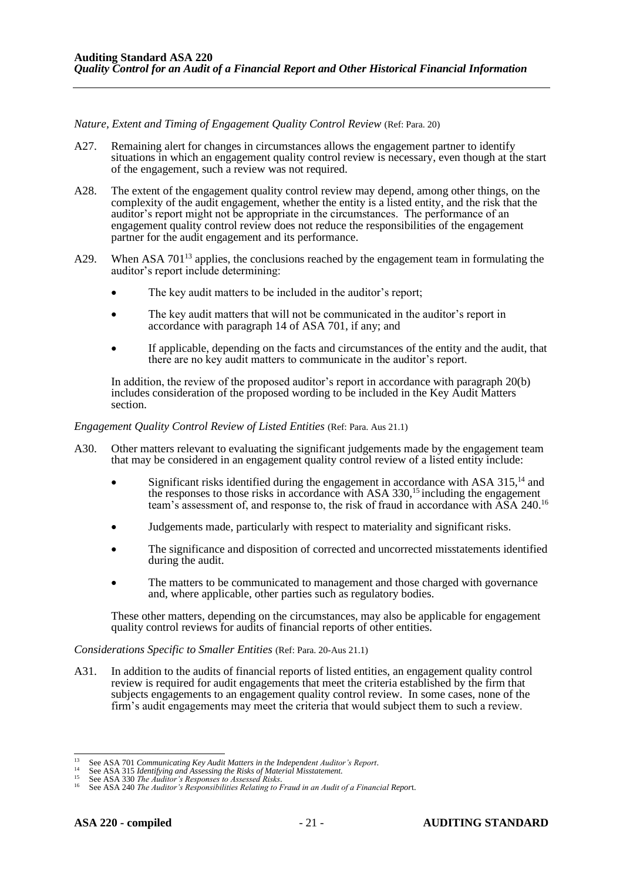*Nature, Extent and Timing of Engagement Quality Control Review* (Ref: Para. 20)

A27. Remaining alert for changes in circumstances allows the engagement partner to identify situations in which an engagement quality control review is necessary, even though at the start of the engagement, such a review was not required.

A28. The extent of the engagement quality control review may depend, among other things, on the complexity of the audit engagement, whether the entity is a listed entity, and the risk that the auditor's report might not be appropriate in the circumstances. The performance of an engagement quality control review does not reduce the responsibilities of the engagement partner for the audit engagement and its performance.

A29. When ASA 701[13] applies, the conclusions reached by the engagement team in formulating the auditor's report include determining:

- The key audit matters to be included in the auditor's report;
- The key audit matters that will not be communicated in the auditor's report in accordance with paragraph 14 of ASA 701, if any; and
- If applicable, depending on the facts and circumstances of the entity and the audit, that there are no key audit matters to communicate in the auditor's report.

In addition, the review of the proposed auditor's report in accordance with paragraph 20(b) includes consideration of the proposed wording to be included in the Key Audit Matters section.

*Engagement Quality Control Review of Listed Entities* (Ref: Para. Aus 21.1)

A30. Other matters relevant to evaluating the significant judgements made by the engagement team that may be considered in an engagement quality control review of a listed entity include:

- Significant risks identified during the engagement in accordance with ASA 315,[14] and the responses to those risks in accordance with ASA 330,[15] including the engagement team's assessment of, and response to, the risk of fraud in accordance with ASA 240.[16]
- Judgements made, particularly with respect to materiality and significant risks.
- The significance and disposition of corrected and uncorrected misstatements identified during the audit.
- The matters to be communicated to management and those charged with governance and, where applicable, other parties such as regulatory bodies.

These other matters, depending on the circumstances, may also be applicable for engagement quality control reviews for audits of financial reports of other entities.

*Considerations Specific to Smaller Entities* (Ref: Para. 20-Aus 21.1)

A31. In addition to the audits of financial reports of listed entities, an engagement quality control review is required for audit engagements that meet the criteria established by the firm that subjects engagements to an engagement quality control review. In some cases, none of the firm's audit engagements may meet the criteria that would subject them to such a review.

---

[13] See ASA 701 *Communicating Key Audit Matters in the Independent Auditor's Report*.

[14] See ASA 315 *Identifying and Assessing the Risks of Material Misstatement.*

[15] See ASA 330 *The Auditor's Responses to Assessed Risks*.

[16] See ASA 240 *The Auditor's Responsibilities Relating to Fraud in an Audit of a Financial Report*.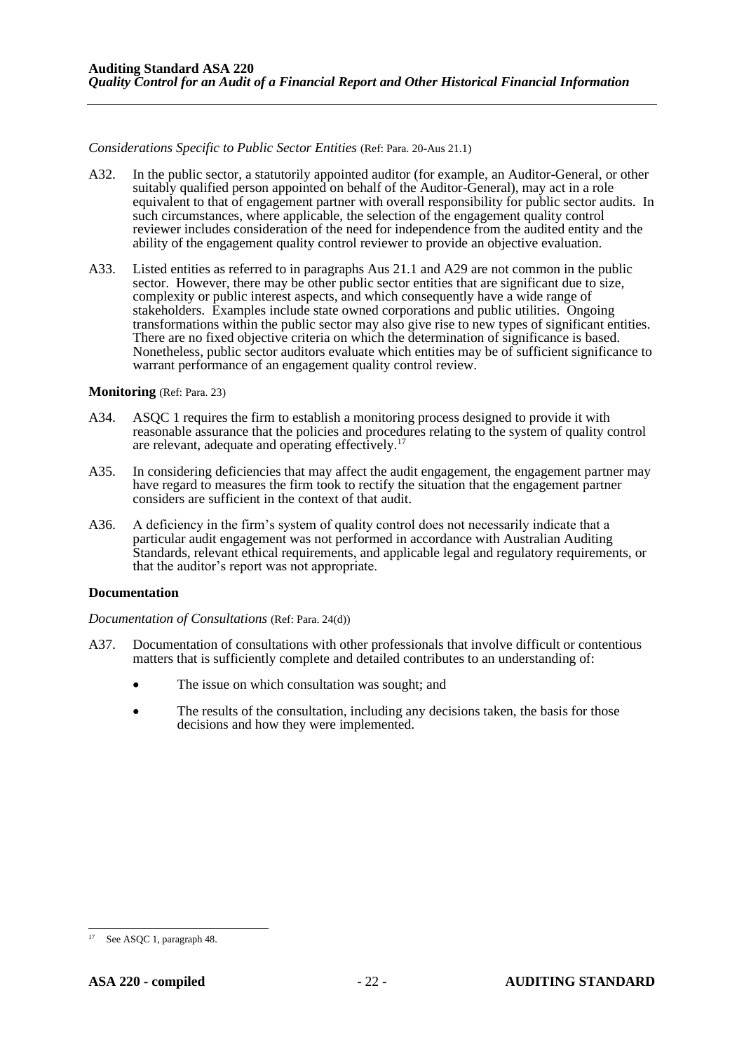*Considerations Specific to Public Sector Entities* (Ref: Para. 20-Aus 21.1)

A32. In the public sector, a statutorily appointed auditor (for example, an Auditor-General, or other suitably qualified person appointed on behalf of the Auditor-General), may act in a role equivalent to that of engagement partner with overall responsibility for public sector audits. In such circumstances, where applicable, the selection of the engagement quality control reviewer includes consideration of the need for independence from the audited entity and the ability of the engagement quality control reviewer to provide an objective evaluation.

A33. Listed entities as referred to in paragraphs Aus 21.1 and A29 are not common in the public sector. However, there may be other public sector entities that are significant due to size, complexity or public interest aspects, and which consequently have a wide range of stakeholders. Examples include state owned corporations and public utilities. Ongoing transformations within the public sector may also give rise to new types of significant entities. There are no fixed objective criteria on which the determination of significance is based. Nonetheless, public sector auditors evaluate which entities may be of sufficient significance to warrant performance of an engagement quality control review.

**Monitoring** (Ref: Para. 23)

A34. ASQC 1 requires the firm to establish a monitoring process designed to provide it with reasonable assurance that the policies and procedures relating to the system of quality control are relevant, adequate and operating effectively.[17]

A35. In considering deficiencies that may affect the audit engagement, the engagement partner may have regard to measures the firm took to rectify the situation that the engagement partner considers are sufficient in the context of that audit.

A36. A deficiency in the firm's system of quality control does not necessarily indicate that a particular audit engagement was not performed in accordance with Australian Auditing Standards, relevant ethical requirements, and applicable legal and regulatory requirements, or that the auditor's report was not appropriate.

**Documentation**

*Documentation of Consultations* (Ref: Para. 24(d))

A37. Documentation of consultations with other professionals that involve difficult or contentious matters that is sufficiently complete and detailed contributes to an understanding of:

- The issue on which consultation was sought; and
- The results of the consultation, including any decisions taken, the basis for those decisions and how they were implemented.

[17] See ASQC 1, paragraph 48.